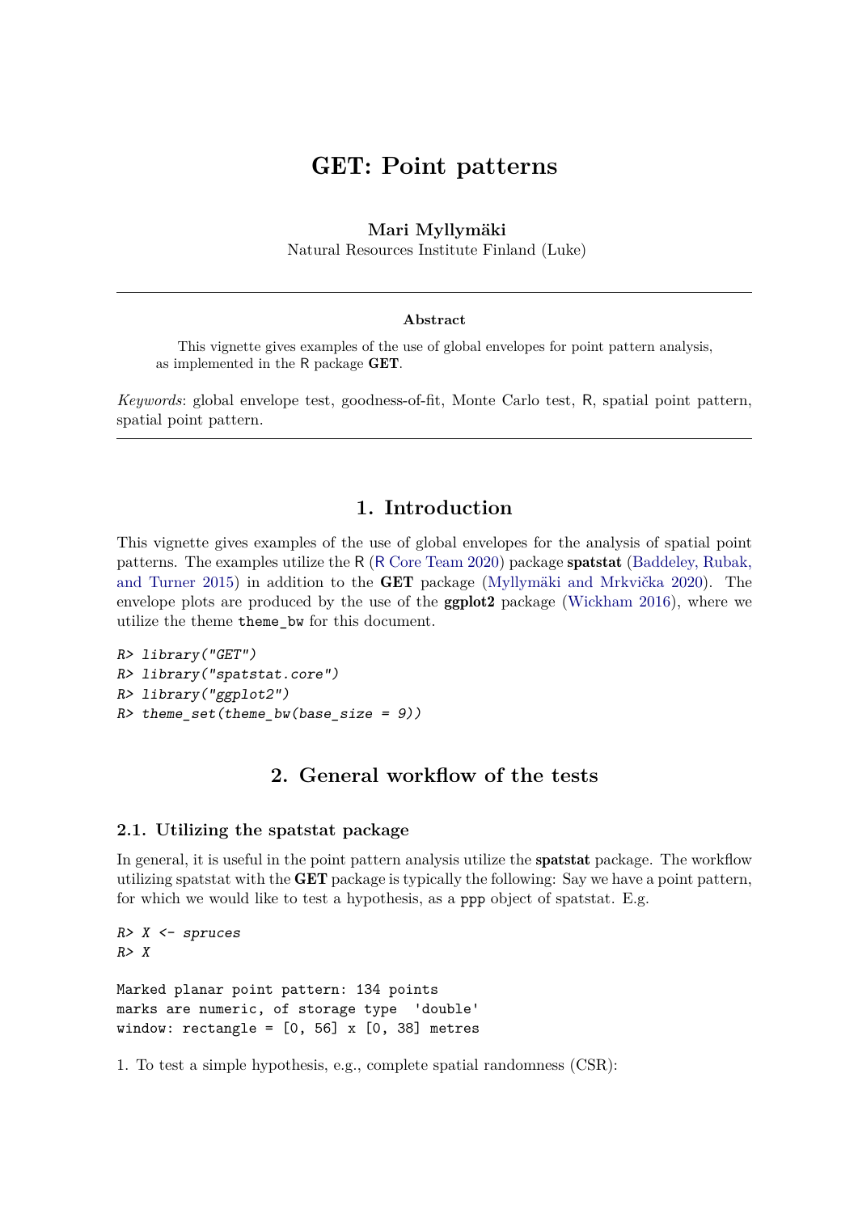# GET: Point patterns

**Mari Myllymäki**
Natural Resources Institute Finland (Luke)

---

**Abstract**

This vignette gives examples of the use of global envelopes for point pattern analysis, as implemented in the R package **GET**.

*Keywords*: global envelope test, goodness-of-fit, Monte Carlo test, R, spatial point pattern, spatial point pattern.

---

## 1. Introduction

This vignette gives examples of the use of global envelopes for the analysis of spatial point patterns. The examples utilize the R (R Core Team 2020) package **spatstat** (Baddeley, Rubak, and Turner 2015) in addition to the **GET** package (Myllymäki and Mrkvička 2020). The envelope plots are produced by the use of the **ggplot2** package (Wickham 2016), where we utilize the theme `theme_bw` for this document.

```
R> library("GET")
R> library("spatstat.core")
R> library("ggplot2")
R> theme_set(theme_bw(base_size = 9))
```

## 2. General workflow of the tests

### 2.1. Utilizing the spatstat package

In general, it is useful in the point pattern analysis utilize the **spatstat** package. The workflow utilizing spatstat with the **GET** package is typically the following: Say we have a point pattern, for which we would like to test a hypothesis, as a `ppp` object of spatstat. E.g.

```
R> X <- spruces
R> X

Marked planar point pattern: 134 points
marks are numeric, of storage type  'double'
window: rectangle = [0, 56] x [0, 38] metres
```

1. To test a simple hypothesis, e.g., complete spatial randomness (CSR):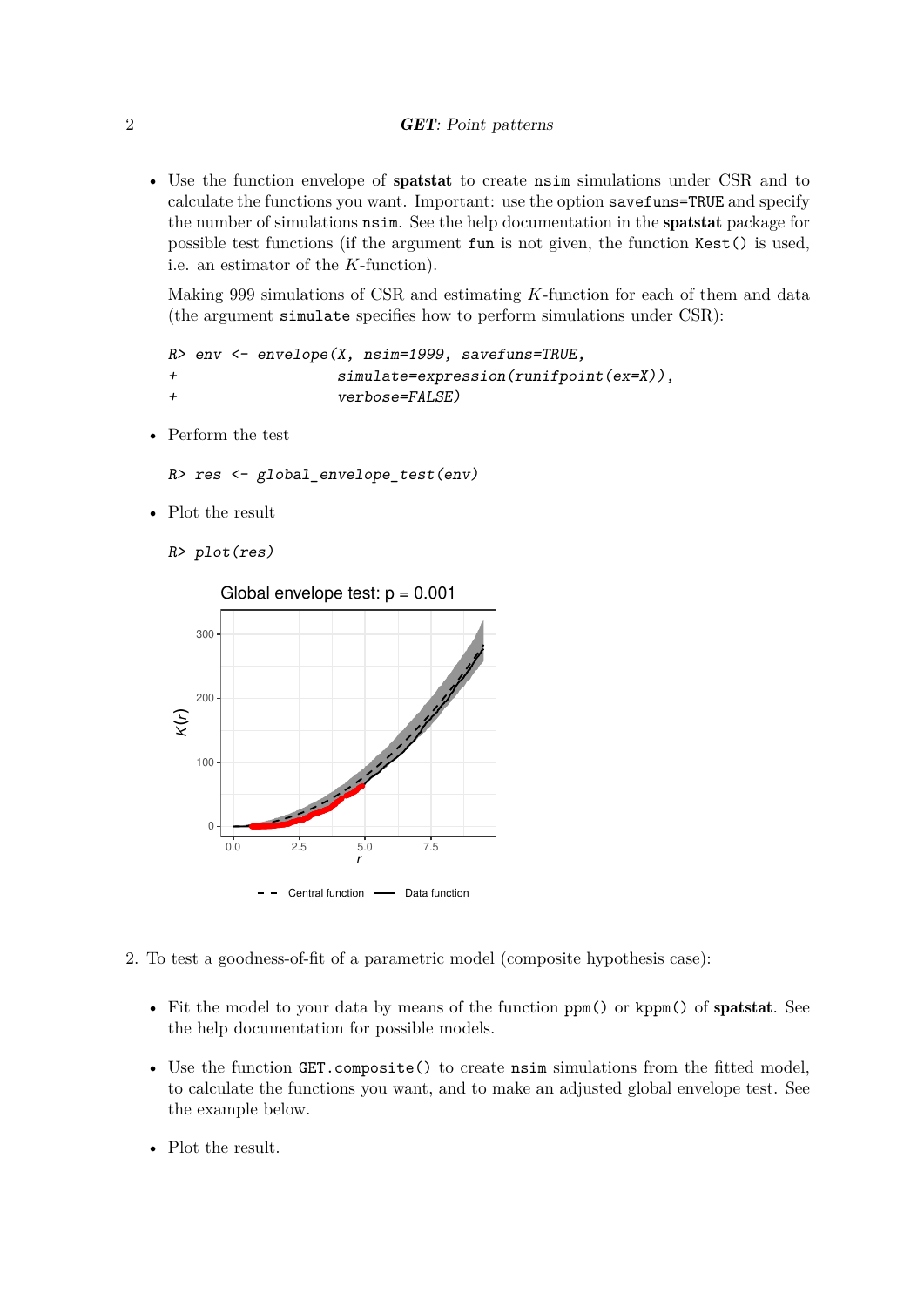- Use the function envelope of **spatstat** to create `nsim` simulations under CSR and to calculate the functions you want. Important: use the option `savefuns=TRUE` and specify the number of simulations `nsim`. See the help documentation in the **spatstat** package for possible test functions (if the argument `fun` is not given, the function `Kest()` is used, i.e. an estimator of the $K$-function).

  Making 999 simulations of CSR and estimating $K$-function for each of them and data (the argument `simulate` specifies how to perform simulations under CSR):

```
R> env <- envelope(X, nsim=1999, savefuns=TRUE,
+                 simulate=expression(runifpoint(ex=X)),
+                 verbose=FALSE)
```

- Perform the test

```
R> res <- global_envelope_test(env)
```

- Plot the result

```
R> plot(res)
```

2. To test a goodness-of-fit of a parametric model (composite hypothesis case):

- Fit the model to your data by means of the function `ppm()` or `kppm()` of **spatstat**. See the help documentation for possible models.

- Use the function `GET.composite()` to create `nsim` simulations from the fitted model, to calculate the functions you want, and to make an adjusted global envelope test. See the example below.

- Plot the result.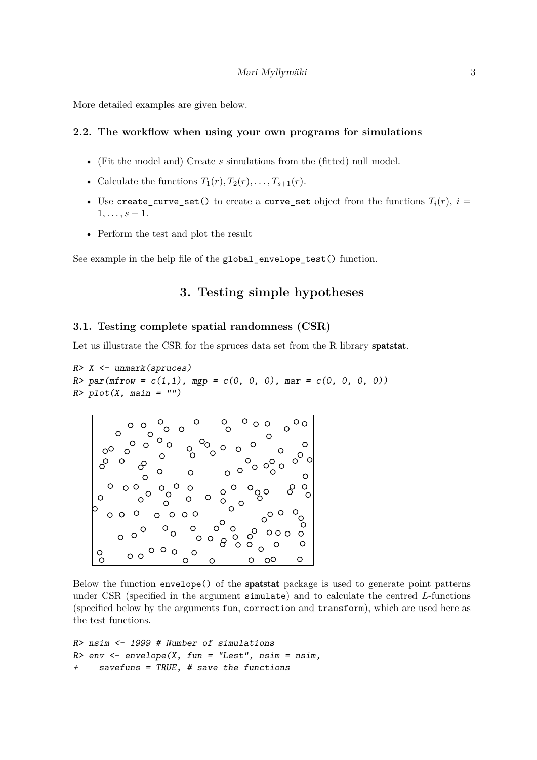More detailed examples are given below.

### 2.2. The workflow when using your own programs for simulations

- (Fit the model and) Create $s$ simulations from the (fitted) null model.
- Calculate the functions $T_1(r), T_2(r), \ldots, T_{s+1}(r)$.
- Use `create_curve_set()` to create a `curve_set` object from the functions $T_i(r)$, $i = 1, \ldots, s+1$.
- Perform the test and plot the result

See example in the help file of the `global_envelope_test()` function.

## 3. Testing simple hypotheses

### 3.1. Testing complete spatial randomness (CSR)

Let us illustrate the CSR for the spruces data set from the R library **spatstat**.

```
R> X <- unmark(spruces)
R> par(mfrow = c(1,1), mgp = c(0, 0, 0), mar = c(0, 0, 0, 0))
R> plot(X, main = "")
```

Below the function `envelope()` of the **spatstat** package is used to generate point patterns under CSR (specified in the argument `simulate`) and to calculate the centred $L$-functions (specified below by the arguments `fun`, `correction` and `transform`), which are used here as the test functions.

```
R> nsim <- 1999 # Number of simulations
R> env <- envelope(X, fun = "Lest", nsim = nsim,
+    savefuns = TRUE, # save the functions
```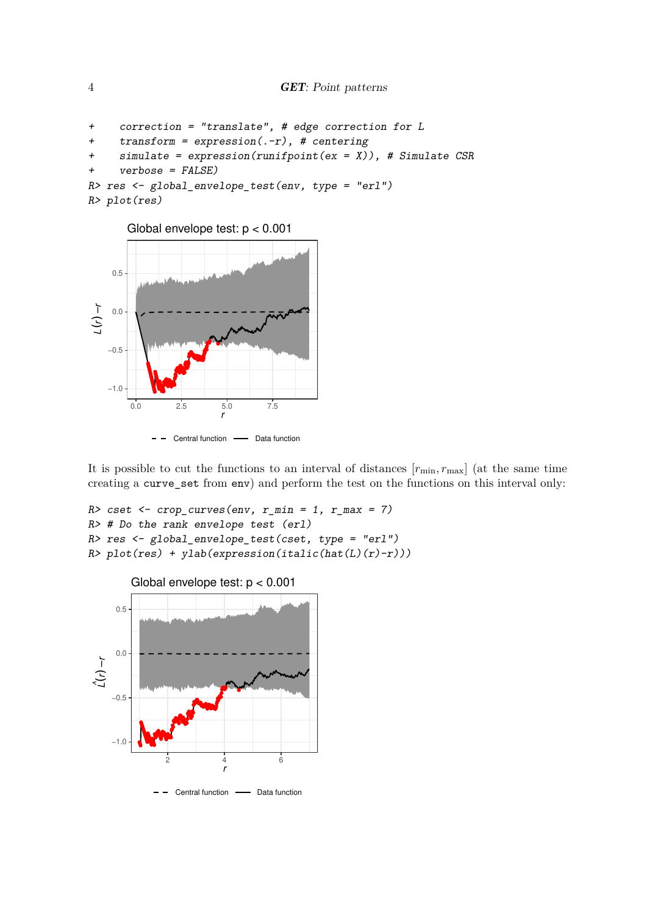```
+     correction = "translate", # edge correction for L
+     transform = expression(.-r), # centering
+     simulate = expression(runifpoint(ex = X)), # Simulate CSR
+     verbose = FALSE)
R> res <- global_envelope_test(env, type = "erl")
R> plot(res)
```

It is possible to cut the functions to an interval of distances $[r_{\min}, r_{\max}]$ (at the same time creating a `curve_set` from `env`) and perform the test on the functions on this interval only:

```
R> cset <- crop_curves(env, r_min = 1, r_max = 7)
R> # Do the rank envelope test (erl)
R> res <- global_envelope_test(cset, type = "erl")
R> plot(res) + ylab(expression(italic(hat(L)(r)-r)))
```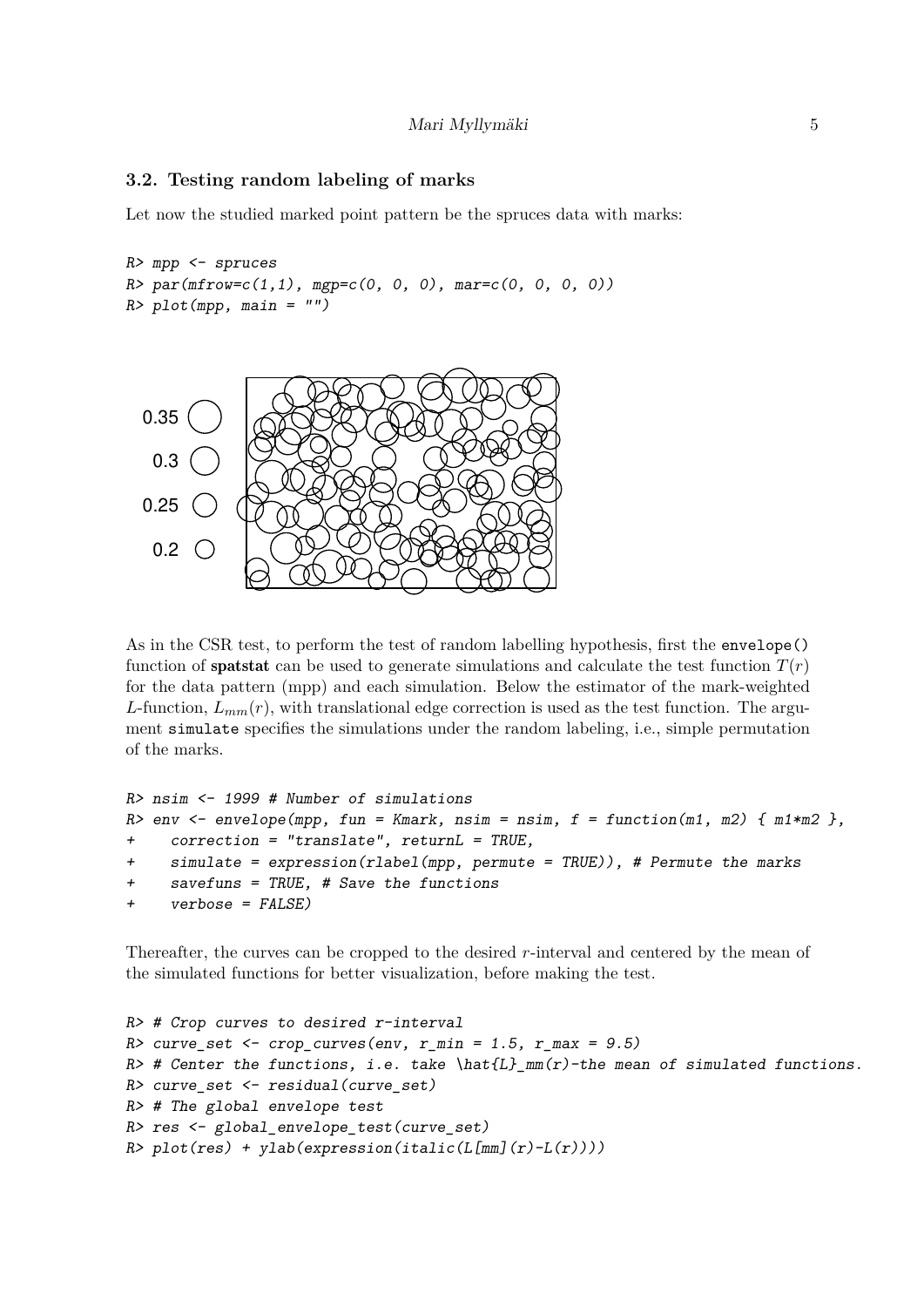### 3.2. Testing random labeling of marks

Let now the studied marked point pattern be the spruces data with marks:

```
R> mpp <- spruces
R> par(mfrow=c(1,1), mgp=c(0, 0, 0), mar=c(0, 0, 0, 0))
R> plot(mpp, main = "")
```

As in the CSR test, to perform the test of random labelling hypothesis, first the `envelope()` function of **spatstat** can be used to generate simulations and calculate the test function $T(r)$ for the data pattern (mpp) and each simulation. Below the estimator of the mark-weighted $L$-function, $L_{mm}(r)$, with translational edge correction is used as the test function. The argument `simulate` specifies the simulations under the random labeling, i.e., simple permutation of the marks.

```
R> nsim <- 1999 # Number of simulations
R> env <- envelope(mpp, fun = Kmark, nsim = nsim, f = function(m1, m2) { m1*m2 },
+     correction = "translate", returnL = TRUE,
+     simulate = expression(rlabel(mpp, permute = TRUE)), # Permute the marks
+     savefuns = TRUE, # Save the functions
+     verbose = FALSE)
```

Thereafter, the curves can be cropped to the desired $r$-interval and centered by the mean of the simulated functions for better visualization, before making the test.

```
R> # Crop curves to desired r-interval
R> curve_set <- crop_curves(env, r_min = 1.5, r_max = 9.5)
R> # Center the functions, i.e. take \hat{L}_mm(r)-the mean of simulated functions.
R> curve_set <- residual(curve_set)
R> # The global envelope test
R> res <- global_envelope_test(curve_set)
R> plot(res) + ylab(expression(italic(L[mm](r)-L(r))))
```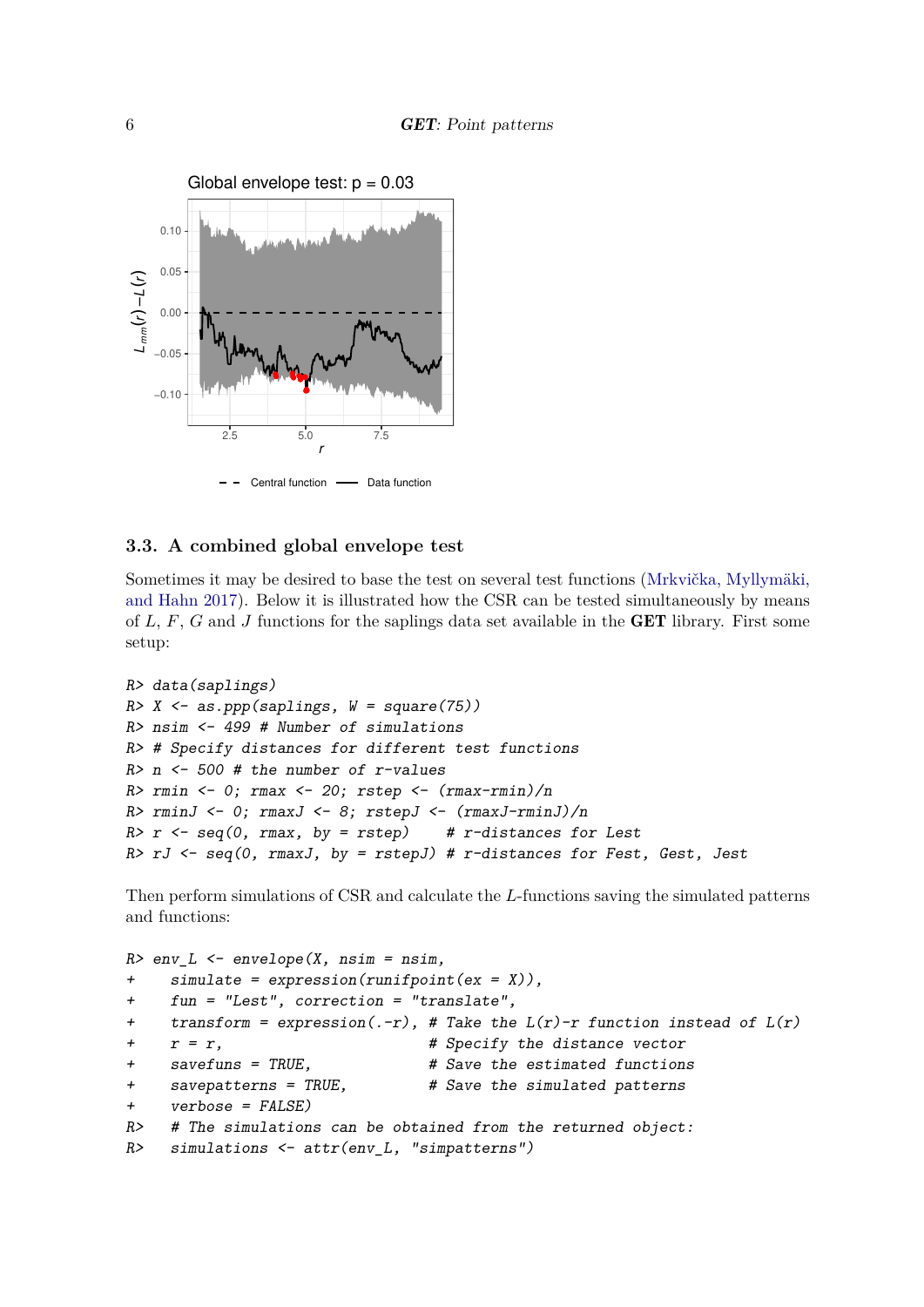### 3.3. A combined global envelope test

Sometimes it may be desired to base the test on several test functions (Mrkvička, Myllymäki, and Hahn 2017). Below it is illustrated how the CSR can be tested simultaneously by means of $L$, $F$, $G$ and $J$ functions for the saplings data set available in the **GET** library. First some setup:

```
R> data(saplings)
R> X <- as.ppp(saplings, W = square(75))
R> nsim <- 499 # Number of simulations
R> # Specify distances for different test functions
R> n <- 500 # the number of r-values
R> rmin <- 0; rmax <- 20; rstep <- (rmax-rmin)/n
R> rminJ <- 0; rmaxJ <- 8; rstepJ <- (rmaxJ-rminJ)/n
R> r <- seq(0, rmax, by = rstep)    # r-distances for Lest
R> rJ <- seq(0, rmaxJ, by = rstepJ) # r-distances for Fest, Gest, Jest
```

Then perform simulations of CSR and calculate the $L$-functions saving the simulated patterns and functions:

```
R> env_L <- envelope(X, nsim = nsim,
+    simulate = expression(runifpoint(ex = X)),
+    fun = "Lest", correction = "translate",
+    transform = expression(.-r), # Take the L(r)-r function instead of L(r)
+    r = r,                       # Specify the distance vector
+    savefuns = TRUE,             # Save the estimated functions
+    savepatterns = TRUE,         # Save the simulated patterns
+    verbose = FALSE)
R>   # The simulations can be obtained from the returned object:
R>   simulations <- attr(env_L, "simpatterns")
```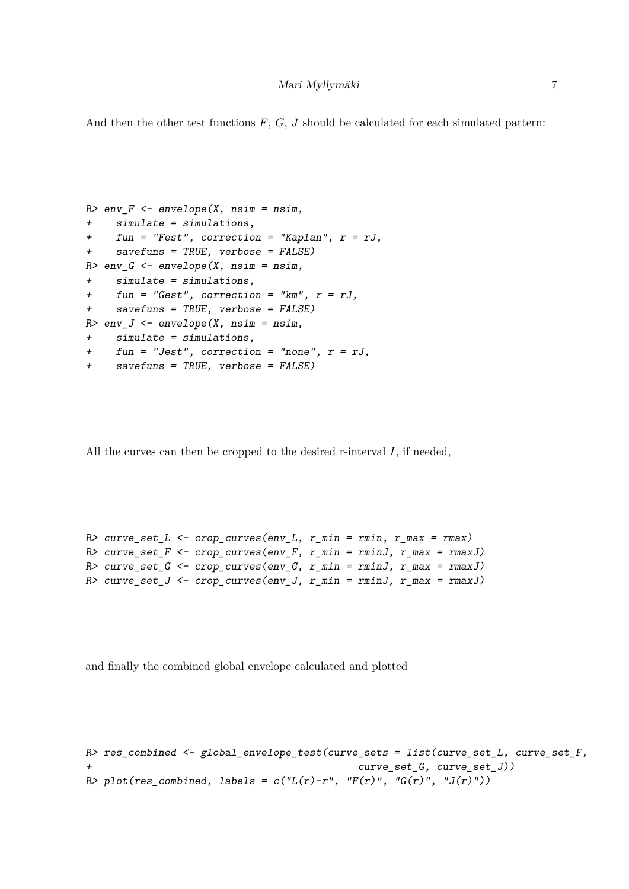And then the other test functions $F$, $G$, $J$ should be calculated for each simulated pattern:

```
R> env_F <- envelope(X, nsim = nsim,
+    simulate = simulations,
+    fun = "Fest", correction = "Kaplan", r = rJ,
+    savefuns = TRUE, verbose = FALSE)
R> env_G <- envelope(X, nsim = nsim,
+    simulate = simulations,
+    fun = "Gest", correction = "km", r = rJ,
+    savefuns = TRUE, verbose = FALSE)
R> env_J <- envelope(X, nsim = nsim,
+    simulate = simulations,
+    fun = "Jest", correction = "none", r = rJ,
+    savefuns = TRUE, verbose = FALSE)
```

All the curves can then be cropped to the desired r-interval $I$, if needed,

```
R> curve_set_L <- crop_curves(env_L, r_min = rmin, r_max = rmax)
R> curve_set_F <- crop_curves(env_F, r_min = rminJ, r_max = rmaxJ)
R> curve_set_G <- crop_curves(env_G, r_min = rminJ, r_max = rmaxJ)
R> curve_set_J <- crop_curves(env_J, r_min = rminJ, r_max = rmaxJ)
```

and finally the combined global envelope calculated and plotted

```
R> res_combined <- global_envelope_test(curve_sets = list(curve_set_L, curve_set_F,
+                                            curve_set_G, curve_set_J))
R> plot(res_combined, labels = c("L(r)-r", "F(r)", "G(r)", "J(r)"))
```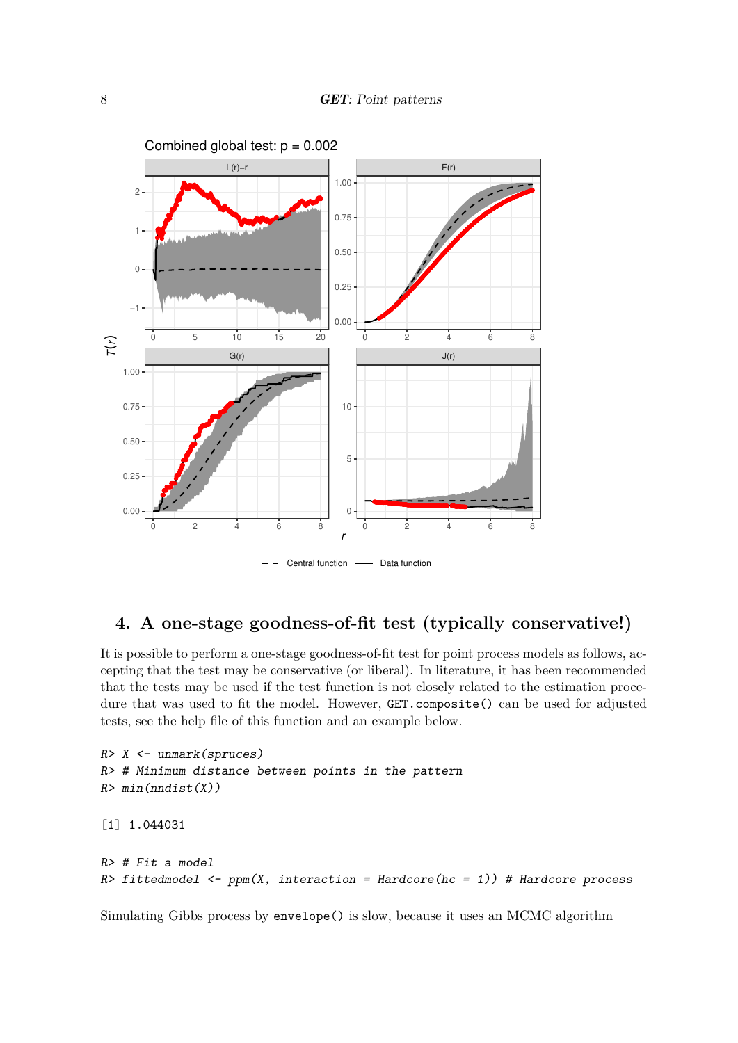## 4. A one-stage goodness-of-fit test (typically conservative!)

It is possible to perform a one-stage goodness-of-fit test for point process models as follows, accepting that the test may be conservative (or liberal). In literature, it has been recommended that the tests may be used if the test function is not closely related to the estimation procedure that was used to fit the model. However, `GET.composite()` can be used for adjusted tests, see the help file of this function and an example below.

```
R> X <- unmark(spruces)
R> # Minimum distance between points in the pattern
R> min(nndist(X))
```

```
[1] 1.044031
```

```
R> # Fit a model
R> fittedmodel <- ppm(X, interaction = Hardcore(hc = 1)) # Hardcore process
```

Simulating Gibbs process by `envelope()` is slow, because it uses an MCMC algorithm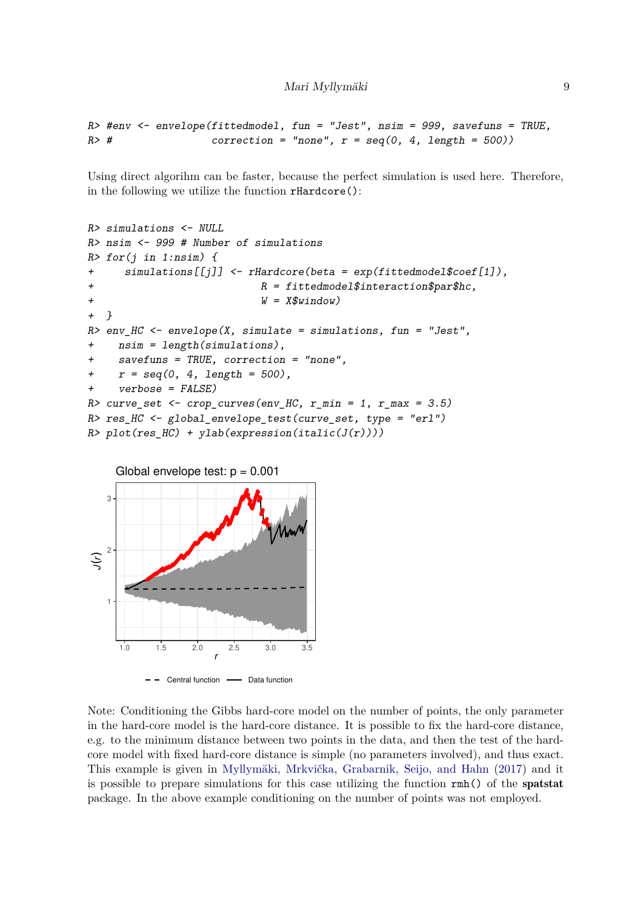```
R> #env <- envelope(fittedmodel, fun = "Jest", nsim = 999, savefuns = TRUE,
R> #                  correction = "none", r = seq(0, 4, length = 500))
```

Using direct algorihm can be faster, because the perfect simulation is used here. Therefore, in the following we utilize the function `rHardcore()`:

```
R> simulations <- NULL
R> nsim <- 999 # Number of simulations
R> for(j in 1:nsim) {
+     simulations[[j]] <- rHardcore(beta = exp(fittedmodel$coef[1]),
+                            R = fittedmodel$interaction$par$hc,
+                            W = X$window)
+  }
R> env_HC <- envelope(X, simulate = simulations, fun = "Jest",
+    nsim = length(simulations),
+    savefuns = TRUE, correction = "none",
+    r = seq(0, 4, length = 500),
+    verbose = FALSE)
R> curve_set <- crop_curves(env_HC, r_min = 1, r_max = 3.5)
R> res_HC <- global_envelope_test(curve_set, type = "erl")
R> plot(res_HC) + ylab(expression(italic(J(r))))
```

Note: Conditioning the Gibbs hard-core model on the number of points, the only parameter in the hard-core model is the hard-core distance. It is possible to fix the hard-core distance, e.g. to the minimum distance between two points in the data, and then the test of the hard-core model with fixed hard-core distance is simple (no parameters involved), and thus exact. This example is given in Myllymäki, Mrkvička, Grabarnik, Seijo, and Hahn (2017) and it is possible to prepare simulations for this case utilizing the function `rmh()` of the **spatstat** package. In the above example conditioning on the number of points was not employed.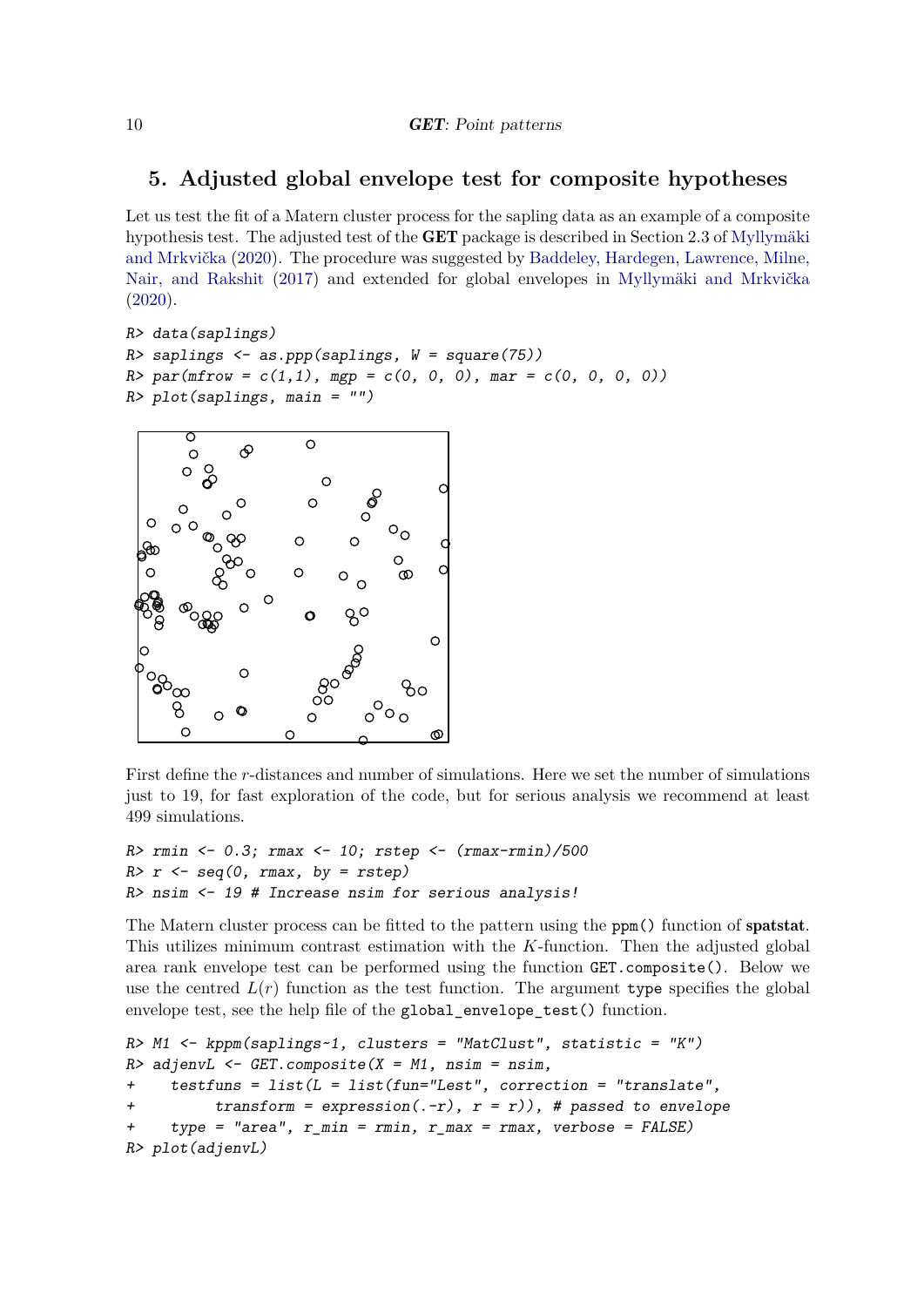## 5. Adjusted global envelope test for composite hypotheses

Let us test the fit of a Matern cluster process for the sapling data as an example of a composite hypothesis test. The adjusted test of the **GET** package is described in Section 2.3 of Myllymäki and Mrkvička (2020). The procedure was suggested by Baddeley, Hardegen, Lawrence, Milne, Nair, and Rakshit (2017) and extended for global envelopes in Myllymäki and Mrkvička (2020).

```
R> data(saplings)
R> saplings <- as.ppp(saplings, W = square(75))
R> par(mfrow = c(1,1), mgp = c(0, 0, 0), mar = c(0, 0, 0, 0))
R> plot(saplings, main = "")
```

First define the $r$-distances and number of simulations. Here we set the number of simulations just to 19, for fast exploration of the code, but for serious analysis we recommend at least 499 simulations.

```
R> rmin <- 0.3; rmax <- 10; rstep <- (rmax-rmin)/500
R> r <- seq(0, rmax, by = rstep)
R> nsim <- 19 # Increase nsim for serious analysis!
```

The Matern cluster process can be fitted to the pattern using the `ppm()` function of **spatstat**. This utilizes minimum contrast estimation with the $K$-function. Then the adjusted global area rank envelope test can be performed using the function `GET.composite()`. Below we use the centred $L(r)$ function as the test function. The argument `type` specifies the global envelope test, see the help file of the `global_envelope_test()` function.

```
R> M1 <- kppm(saplings~1, clusters = "MatClust", statistic = "K")
R> adjenvL <- GET.composite(X = M1, nsim = nsim,
+     testfuns = list(L = list(fun="Lest", correction = "translate",
+         transform = expression(.-r), r = r)), # passed to envelope
+     type = "area", r_min = rmin, r_max = rmax, verbose = FALSE)
R> plot(adjenvL)
```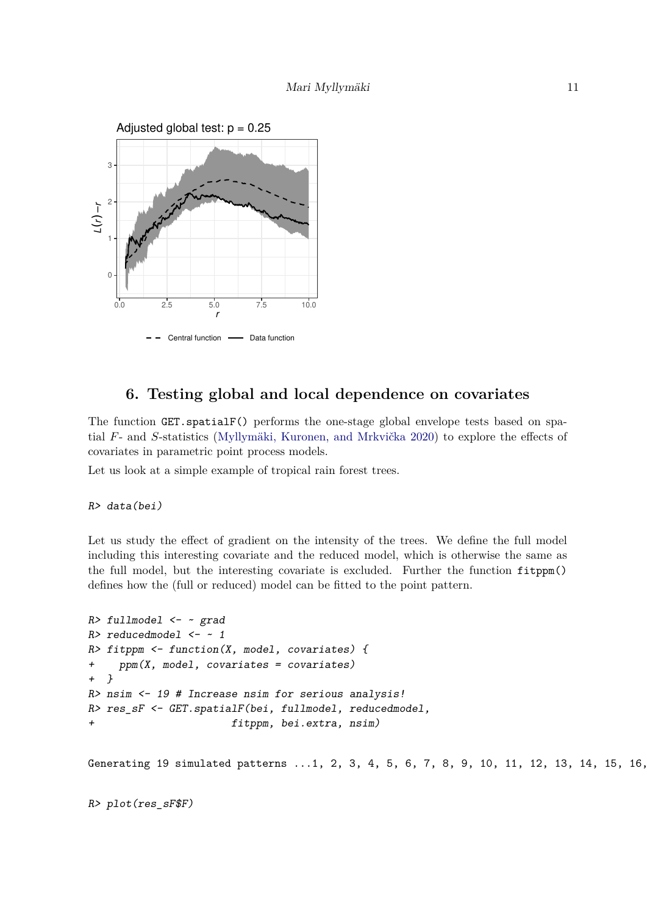Adjusted global test: p = 0.25

## 6. Testing global and local dependence on covariates

The function `GET.spatialF()` performs the one-stage global envelope tests based on spatial $F$- and $S$-statistics (Myllymäki, Kuronen, and Mrkvička 2020) to explore the effects of covariates in parametric point process models.

Let us look at a simple example of tropical rain forest trees.

```
R> data(bei)
```

Let us study the effect of gradient on the intensity of the trees. We define the full model including this interesting covariate and the reduced model, which is otherwise the same as the full model, but the interesting covariate is excluded. Further the function `fitppm()` defines how the (full or reduced) model can be fitted to the point pattern.

```
R> fullmodel <- ~ grad
R> reducedmodel <- ~ 1
R> fitppm <- function(X, model, covariates) {
+    ppm(X, model, covariates = covariates)
+ }
R> nsim <- 19 # Increase nsim for serious analysis!
R> res_sF <- GET.spatialF(bei, fullmodel, reducedmodel,
+                       fitppm, bei.extra, nsim)
```

```
Generating 19 simulated patterns ...1, 2, 3, 4, 5, 6, 7, 8, 9, 10, 11, 12, 13, 14, 15, 16,
```

```
R> plot(res_sF$F)
```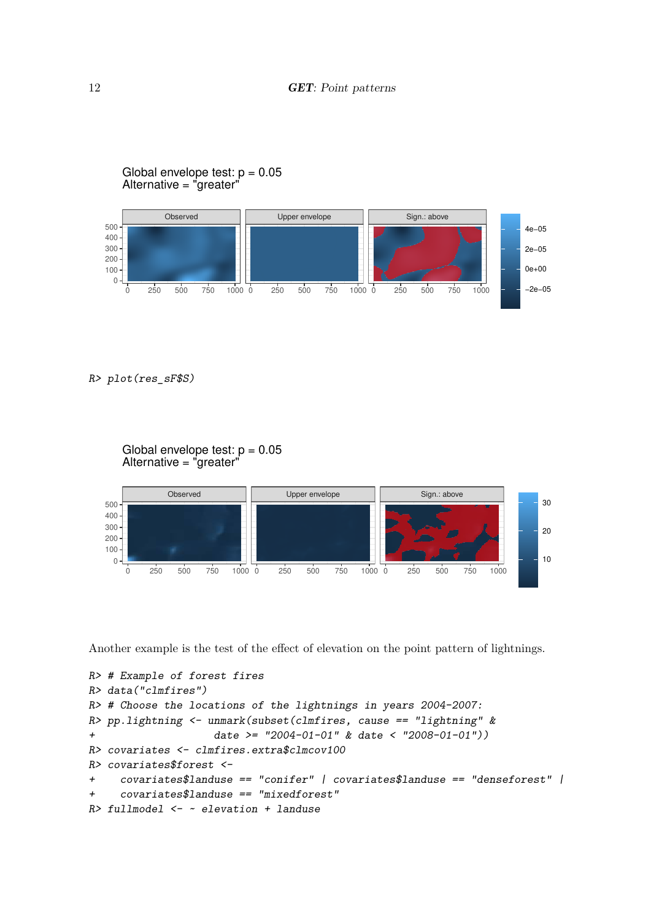```
R> plot(res_sF$S)
```

Another example is the test of the effect of elevation on the point pattern of lightnings.

```
R> # Example of forest fires
R> data("clmfires")
R> # Choose the locations of the lightnings in years 2004-2007:
R> pp.lightning <- unmark(subset(clmfires, cause == "lightning" &
+                     date >= "2004-01-01" & date < "2008-01-01"))
R> covariates <- clmfires.extra$clmcov100
R> covariates$forest <-
+    covariates$landuse == "conifer" | covariates$landuse == "denseforest" |
+    covariates$landuse == "mixedforest"
R> fullmodel <- ~ elevation + landuse
```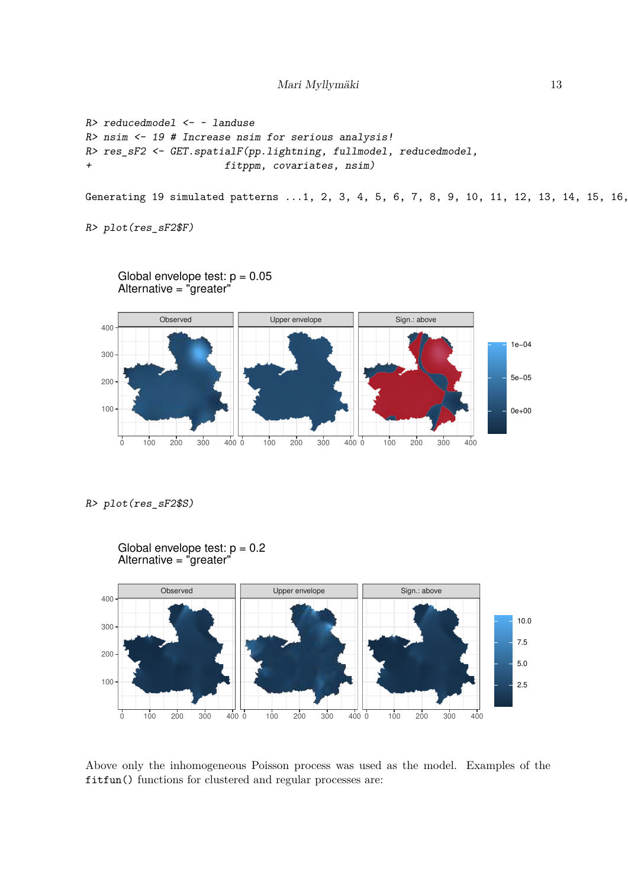```
R> reducedmodel <- ~ landuse
R> nsim <- 19 # Increase nsim for serious analysis!
R> res_sF2 <- GET.spatialF(pp.lightning, fullmodel, reducedmodel,
+                          fitppm, covariates, nsim)

Generating 19 simulated patterns ...1, 2, 3, 4, 5, 6, 7, 8, 9, 10, 11, 12, 13, 14, 15, 16,

R> plot(res_sF2$F)
```

```
R> plot(res_sF2$S)
```

Above only the inhomogeneous Poisson process was used as the model. Examples of the `fitfun()` functions for clustered and regular processes are: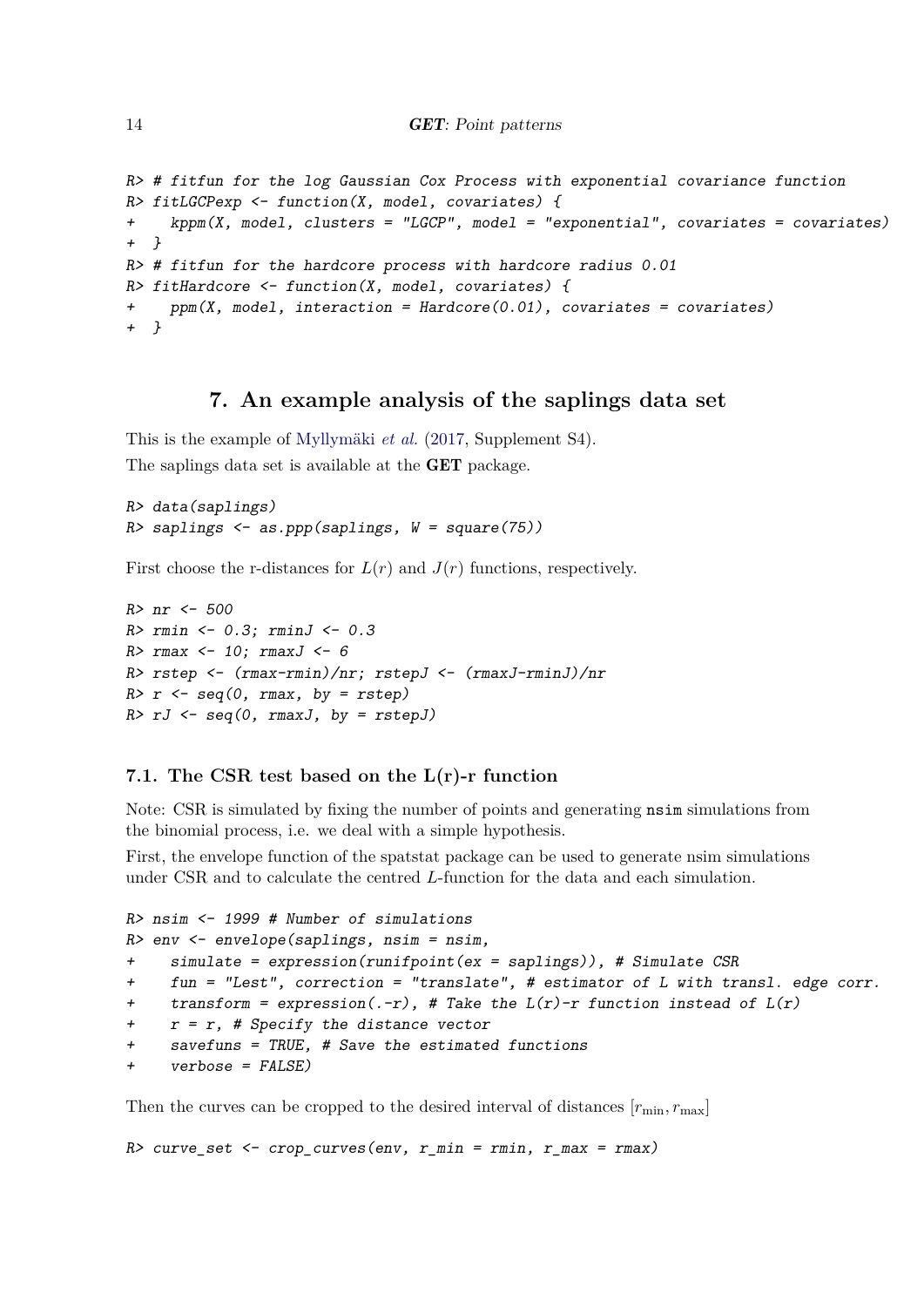```
R> # fitfun for the log Gaussian Cox Process with exponential covariance function
R> fitLGCPexp <- function(X, model, covariates) {
+   kppm(X, model, clusters = "LGCP", model = "exponential", covariates = covariates)
+ }
R> # fitfun for the hardcore process with hardcore radius 0.01
R> fitHardcore <- function(X, model, covariates) {
+   ppm(X, model, interaction = Hardcore(0.01), covariates = covariates)
+ }
```

# 7. An example analysis of the saplings data set

This is the example of Myllymäki *et al.* (2017, Supplement S4).

The saplings data set is available at the **GET** package.

```
R> data(saplings)
R> saplings <- as.ppp(saplings, W = square(75))
```

First choose the r-distances for $L(r)$ and $J(r)$ functions, respectively.

```
R> nr <- 500
R> rmin <- 0.3; rminJ <- 0.3
R> rmax <- 10; rmaxJ <- 6
R> rstep <- (rmax-rmin)/nr; rstepJ <- (rmaxJ-rminJ)/nr
R> r <- seq(0, rmax, by = rstep)
R> rJ <- seq(0, rmaxJ, by = rstepJ)
```

## 7.1. The CSR test based on the L(r)-r function

Note: CSR is simulated by fixing the number of points and generating `nsim` simulations from the binomial process, i.e. we deal with a simple hypothesis.

First, the envelope function of the spatstat package can be used to generate nsim simulations under CSR and to calculate the centred $L$-function for the data and each simulation.

```
R> nsim <- 1999 # Number of simulations
R> env <- envelope(saplings, nsim = nsim,
+   simulate = expression(runifpoint(ex = saplings)), # Simulate CSR
+   fun = "Lest", correction = "translate", # estimator of L with transl. edge corr.
+   transform = expression(.-r), # Take the L(r)-r function instead of L(r)
+   r = r, # Specify the distance vector
+   savefuns = TRUE, # Save the estimated functions
+   verbose = FALSE)
```

Then the curves can be cropped to the desired interval of distances $[r_{\min}, r_{\max}]$

```
R> curve_set <- crop_curves(env, r_min = rmin, r_max = rmax)
```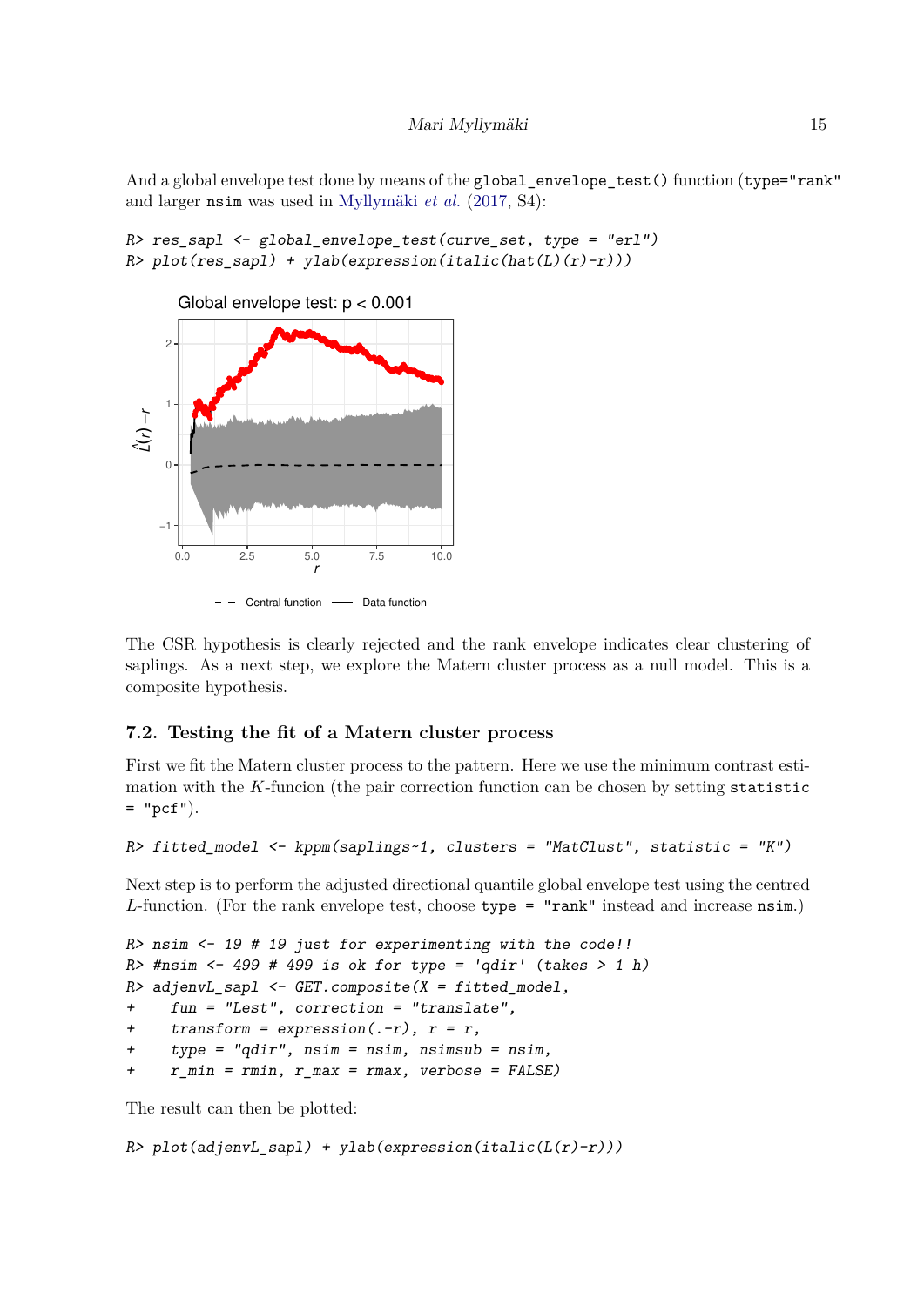And a global envelope test done by means of the `global_envelope_test()` function (`type="rank"` and larger `nsim` was used in Myllymäki *et al.* (2017, S4):

```
R> res_sapl <- global_envelope_test(curve_set, type = "erl")
R> plot(res_sapl) + ylab(expression(italic(hat(L)(r)-r)))
```

The CSR hypothesis is clearly rejected and the rank envelope indicates clear clustering of saplings. As a next step, we explore the Matern cluster process as a null model. This is a composite hypothesis.

## 7.2. Testing the fit of a Matern cluster process

First we fit the Matern cluster process to the pattern. Here we use the minimum contrast estimation with the $K$-funcion (the pair correction function can be chosen by setting `statistic = "pcf"`).

```
R> fitted_model <- kppm(saplings~1, clusters = "MatClust", statistic = "K")
```

Next step is to perform the adjusted directional quantile global envelope test using the centred $L$-function. (For the rank envelope test, choose `type = "rank"` instead and increase `nsim`.)

```
R> nsim <- 19 # 19 just for experimenting with the code!!
R> #nsim <- 499 # 499 is ok for type = 'qdir' (takes > 1 h)
R> adjenvL_sapl <- GET.composite(X = fitted_model,
+     fun = "Lest", correction = "translate",
+     transform = expression(.-r), r = r,
+     type = "qdir", nsim = nsim, nsimsub = nsim,
+     r_min = rmin, r_max = rmax, verbose = FALSE)
```

The result can then be plotted:

```
R> plot(adjenvL_sapl) + ylab(expression(italic(L(r)-r)))
```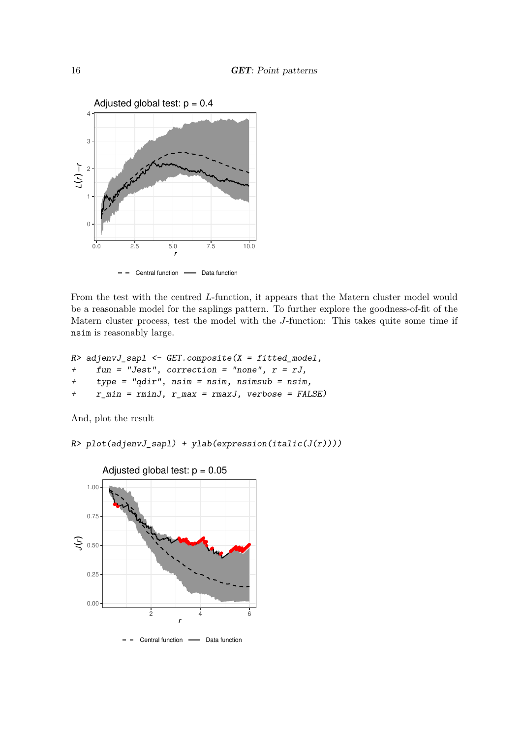From the test with the centred $L$-function, it appears that the Matern cluster model would be a reasonable model for the saplings pattern. To further explore the goodness-of-fit of the Matern cluster process, test the model with the $J$-function: This takes quite some time if `nsim` is reasonably large.

```
R> adjenvJ_sapl <- GET.composite(X = fitted_model,
+     fun = "Jest", correction = "none", r = rJ,
+     type = "qdir", nsim = nsim, nsimsub = nsim,
+     r_min = rminJ, r_max = rmaxJ, verbose = FALSE)
```

And, plot the result

```
R> plot(adjenvJ_sapl) + ylab(expression(italic(J(r))))
```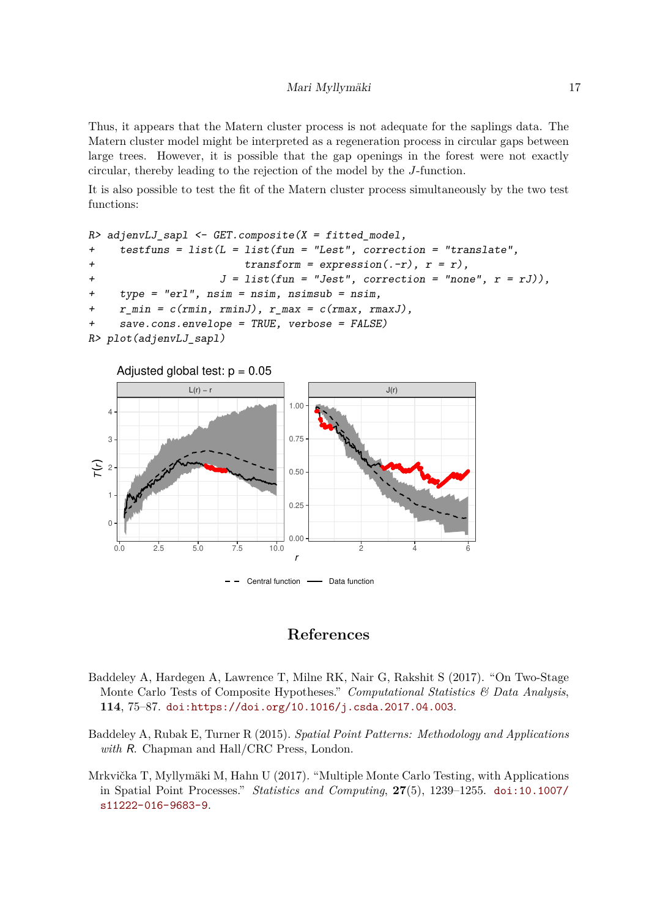Thus, it appears that the Matern cluster process is not adequate for the saplings data. The Matern cluster model might be interpreted as a regeneration process in circular gaps between large trees. However, it is possible that the gap openings in the forest were not exactly circular, thereby leading to the rejection of the model by the $J$-function.

It is also possible to test the fit of the Matern cluster process simultaneously by the two test functions:

```
R> adjenvLJ_sapl <- GET.composite(X = fitted_model,
+    testfuns = list(L = list(fun = "Lest", correction = "translate",
+                        transform = expression(.-r), r = r),
+                   J = list(fun = "Jest", correction = "none", r = rJ)),
+    type = "erl", nsim = nsim, nsimsub = nsim,
+    r_min = c(rmin, rminJ), r_max = c(rmax, rmaxJ),
+    save.cons.envelope = TRUE, verbose = FALSE)
R> plot(adjenvLJ_sapl)
```

# References

Baddeley A, Hardegen A, Lawrence T, Milne RK, Nair G, Rakshit S (2017). "On Two-Stage Monte Carlo Tests of Composite Hypotheses." *Computational Statistics & Data Analysis*, **114**, 75–87. doi:https://doi.org/10.1016/j.csda.2017.04.003.

Baddeley A, Rubak E, Turner R (2015). *Spatial Point Patterns: Methodology and Applications with R*. Chapman and Hall/CRC Press, London.

Mrkvička T, Myllymäki M, Hahn U (2017). "Multiple Monte Carlo Testing, with Applications in Spatial Point Processes." *Statistics and Computing*, **27**(5), 1239–1255. doi:10.1007/s11222-016-9683-9.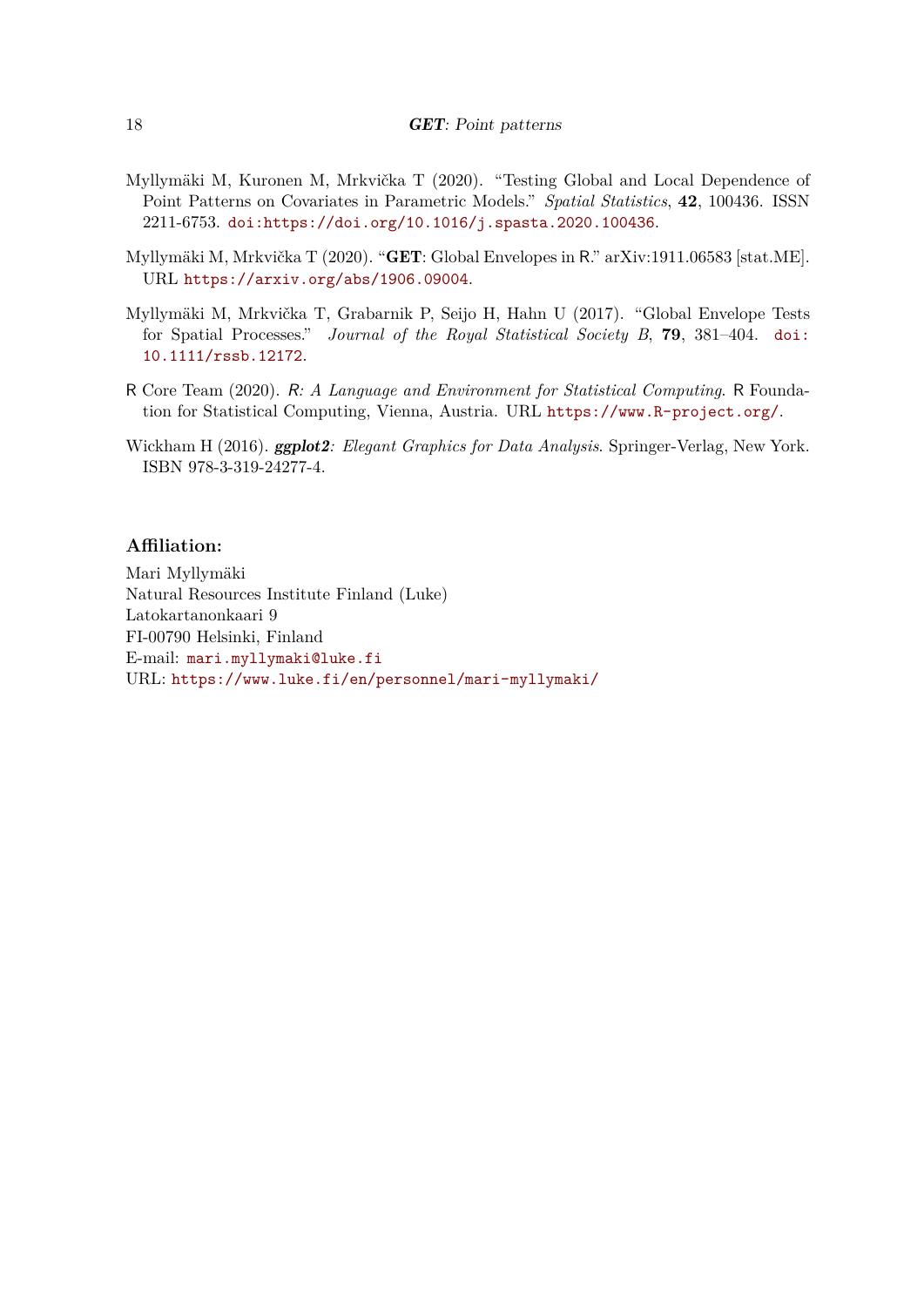Myllymäki M, Kuronen M, Mrkvička T (2020). "Testing Global and Local Dependence of Point Patterns on Covariates in Parametric Models." *Spatial Statistics*, **42**, 100436. ISSN 2211-6753. doi:https://doi.org/10.1016/j.spasta.2020.100436.

Myllymäki M, Mrkvička T (2020). "**GET**: Global Envelopes in R." arXiv:1911.06583 [stat.ME]. URL https://arxiv.org/abs/1906.09004.

Myllymäki M, Mrkvička T, Grabarnik P, Seijo H, Hahn U (2017). "Global Envelope Tests for Spatial Processes." *Journal of the Royal Statistical Society B*, **79**, 381–404. doi:10.1111/rssb.12172.

R Core Team (2020). *R: A Language and Environment for Statistical Computing*. R Foundation for Statistical Computing, Vienna, Austria. URL https://www.R-project.org/.

Wickham H (2016). ***ggplot2**: Elegant Graphics for Data Analysis*. Springer-Verlag, New York. ISBN 978-3-319-24277-4.

**Affiliation:**

Mari Myllymäki
Natural Resources Institute Finland (Luke)
Latokartanonkaari 9
FI-00790 Helsinki, Finland
E-mail: mari.myllymaki@luke.fi
URL: https://www.luke.fi/en/personnel/mari-myllymaki/